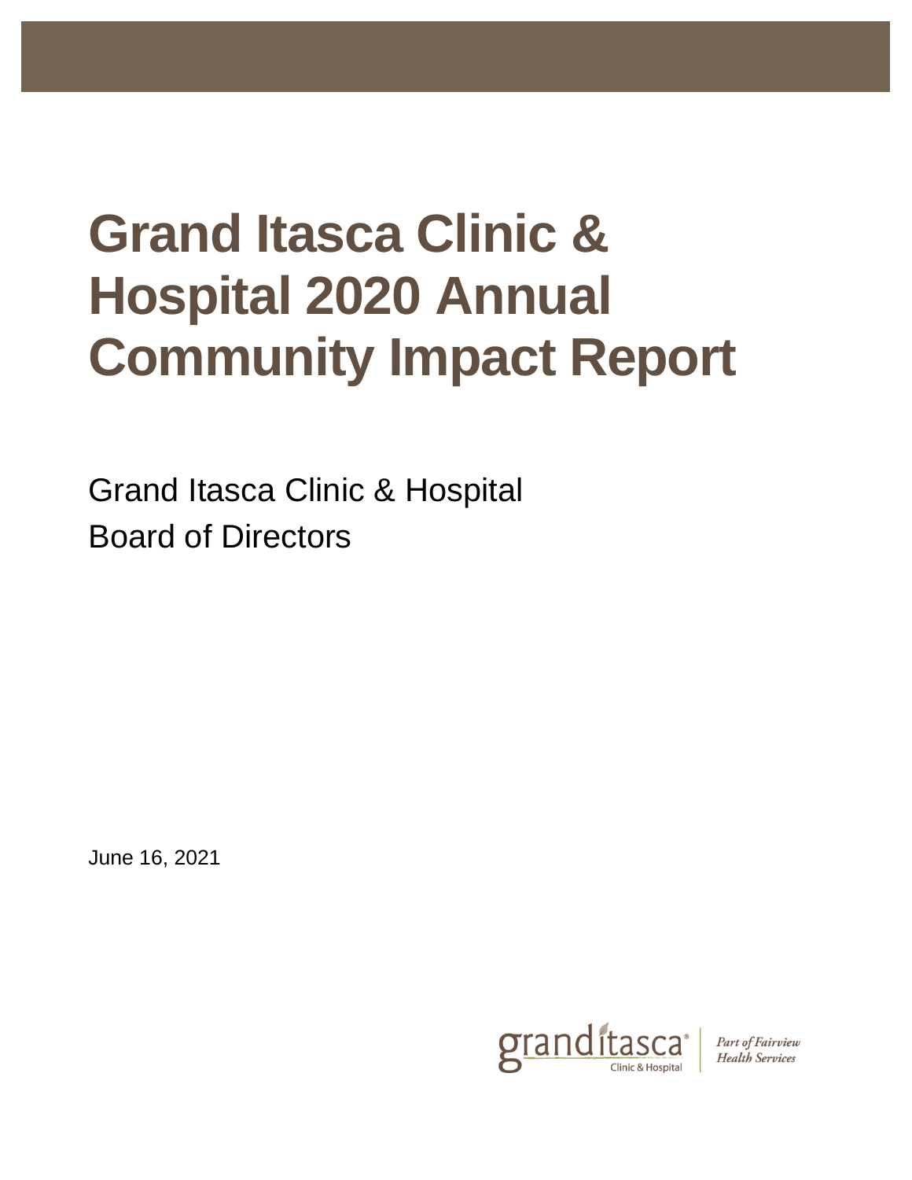# Grand Itasca Clinic & Hospital 2020 Annual Community Impact Report

Grand Itasca Clinic & Hospital
Board of Directors

June 16, 2021

grand itasca Clinic & Hospital | *Part of Fairview Health Services*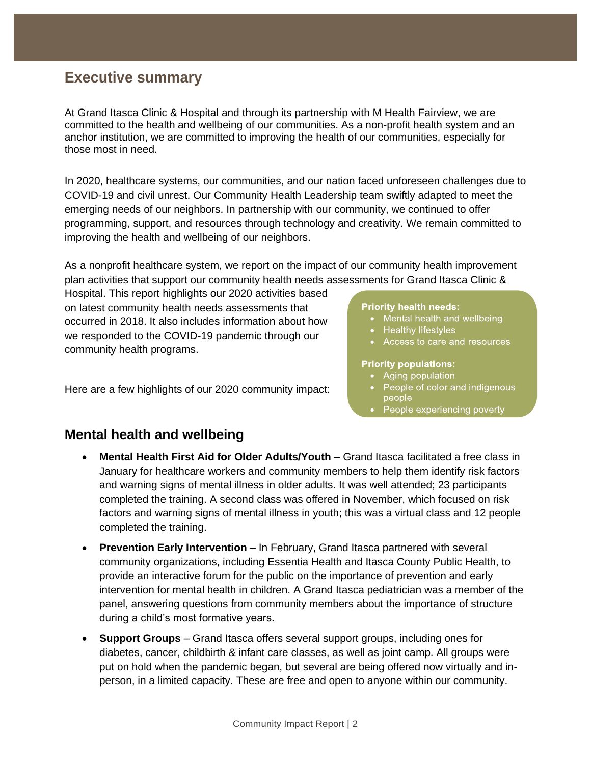## Executive summary

At Grand Itasca Clinic & Hospital and through its partnership with M Health Fairview, we are committed to the health and wellbeing of our communities. As a non-profit health system and an anchor institution, we are committed to improving the health of our communities, especially for those most in need.

In 2020, healthcare systems, our communities, and our nation faced unforeseen challenges due to COVID-19 and civil unrest. Our Community Health Leadership team swiftly adapted to meet the emerging needs of our neighbors. In partnership with our community, we continued to offer programming, support, and resources through technology and creativity. We remain committed to improving the health and wellbeing of our neighbors.

As a nonprofit healthcare system, we report on the impact of our community health improvement plan activities that support our community health needs assessments for Grand Itasca Clinic & Hospital. This report highlights our 2020 activities based on latest community health needs assessments that occurred in 2018. It also includes information about how we responded to the COVID-19 pandemic through our community health programs.

**Priority health needs:**

- Mental health and wellbeing
- Healthy lifestyles
- Access to care and resources

**Priority populations:**

- Aging population
- People of color and indigenous people
- People experiencing poverty

Here are a few highlights of our 2020 community impact:

## Mental health and wellbeing

- **Mental Health First Aid for Older Adults/Youth** – Grand Itasca facilitated a free class in January for healthcare workers and community members to help them identify risk factors and warning signs of mental illness in older adults. It was well attended; 23 participants completed the training. A second class was offered in November, which focused on risk factors and warning signs of mental illness in youth; this was a virtual class and 12 people completed the training.
- **Prevention Early Intervention** – In February, Grand Itasca partnered with several community organizations, including Essentia Health and Itasca County Public Health, to provide an interactive forum for the public on the importance of prevention and early intervention for mental health in children. A Grand Itasca pediatrician was a member of the panel, answering questions from community members about the importance of structure during a child's most formative years.
- **Support Groups** – Grand Itasca offers several support groups, including ones for diabetes, cancer, childbirth & infant care classes, as well as joint camp. All groups were put on hold when the pandemic began, but several are being offered now virtually and in-person, in a limited capacity. These are free and open to anyone within our community.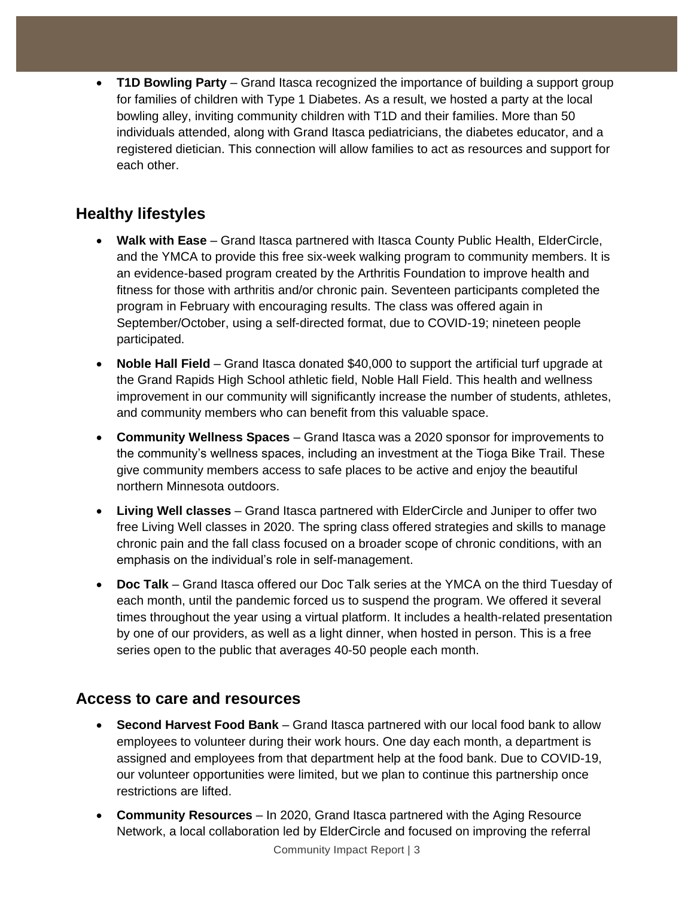- **T1D Bowling Party** – Grand Itasca recognized the importance of building a support group for families of children with Type 1 Diabetes. As a result, we hosted a party at the local bowling alley, inviting community children with T1D and their families. More than 50 individuals attended, along with Grand Itasca pediatricians, the diabetes educator, and a registered dietician. This connection will allow families to act as resources and support for each other.

## Healthy lifestyles

- **Walk with Ease** – Grand Itasca partnered with Itasca County Public Health, ElderCircle, and the YMCA to provide this free six-week walking program to community members. It is an evidence-based program created by the Arthritis Foundation to improve health and fitness for those with arthritis and/or chronic pain. Seventeen participants completed the program in February with encouraging results. The class was offered again in September/October, using a self-directed format, due to COVID-19; nineteen people participated.
- **Noble Hall Field** – Grand Itasca donated $40,000 to support the artificial turf upgrade at the Grand Rapids High School athletic field, Noble Hall Field. This health and wellness improvement in our community will significantly increase the number of students, athletes, and community members who can benefit from this valuable space.
- **Community Wellness Spaces** – Grand Itasca was a 2020 sponsor for improvements to the community's wellness spaces, including an investment at the Tioga Bike Trail. These give community members access to safe places to be active and enjoy the beautiful northern Minnesota outdoors.
- **Living Well classes** – Grand Itasca partnered with ElderCircle and Juniper to offer two free Living Well classes in 2020. The spring class offered strategies and skills to manage chronic pain and the fall class focused on a broader scope of chronic conditions, with an emphasis on the individual's role in self-management.
- **Doc Talk** – Grand Itasca offered our Doc Talk series at the YMCA on the third Tuesday of each month, until the pandemic forced us to suspend the program. We offered it several times throughout the year using a virtual platform. It includes a health-related presentation by one of our providers, as well as a light dinner, when hosted in person. This is a free series open to the public that averages 40-50 people each month.

## Access to care and resources

- **Second Harvest Food Bank** – Grand Itasca partnered with our local food bank to allow employees to volunteer during their work hours. One day each month, a department is assigned and employees from that department help at the food bank. Due to COVID-19, our volunteer opportunities were limited, but we plan to continue this partnership once restrictions are lifted.
- **Community Resources** – In 2020, Grand Itasca partnered with the Aging Resource Network, a local collaboration led by ElderCircle and focused on improving the referral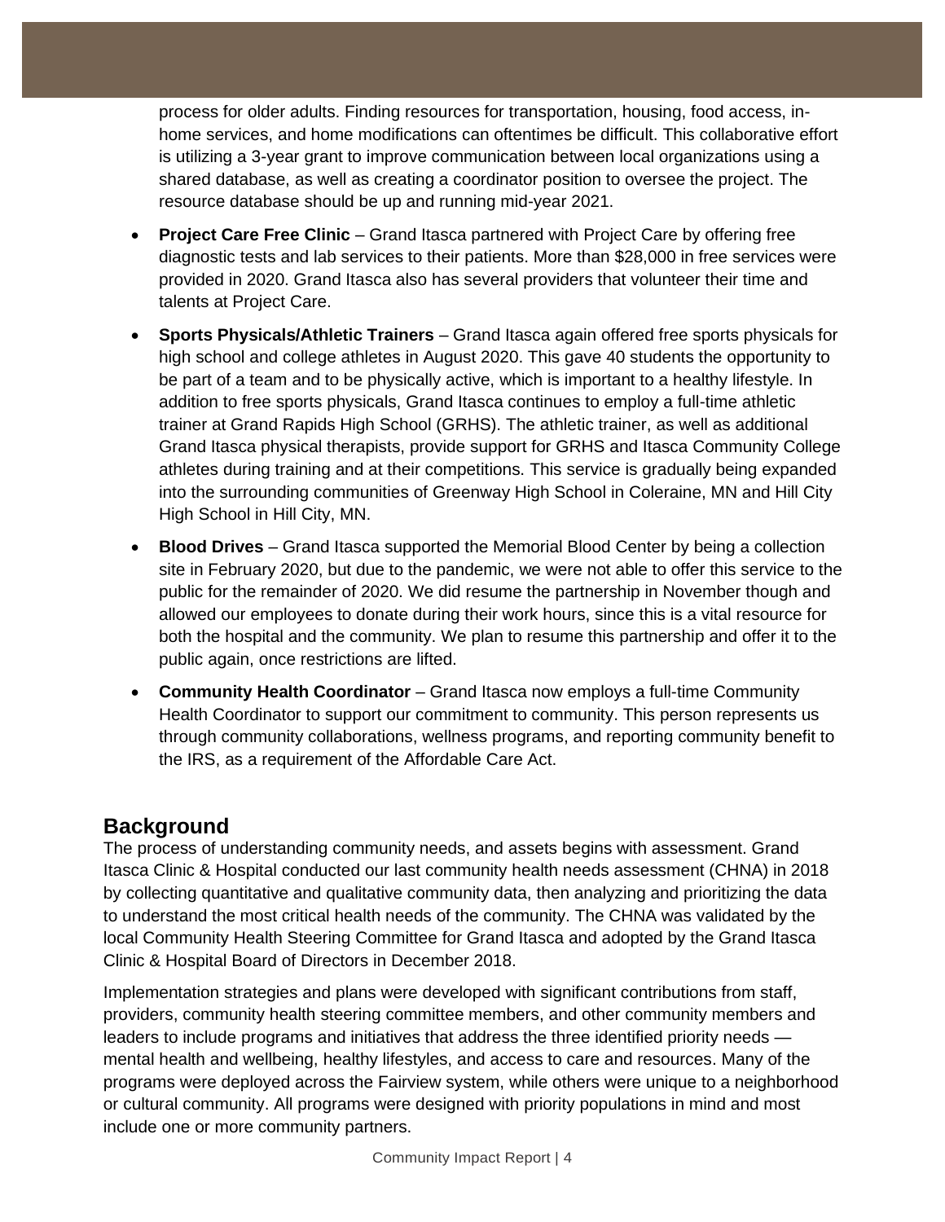process for older adults. Finding resources for transportation, housing, food access, in-home services, and home modifications can oftentimes be difficult. This collaborative effort is utilizing a 3-year grant to improve communication between local organizations using a shared database, as well as creating a coordinator position to oversee the project. The resource database should be up and running mid-year 2021.

- **Project Care Free Clinic** – Grand Itasca partnered with Project Care by offering free diagnostic tests and lab services to their patients. More than $28,000 in free services were provided in 2020. Grand Itasca also has several providers that volunteer their time and talents at Project Care.
- **Sports Physicals/Athletic Trainers** – Grand Itasca again offered free sports physicals for high school and college athletes in August 2020. This gave 40 students the opportunity to be part of a team and to be physically active, which is important to a healthy lifestyle. In addition to free sports physicals, Grand Itasca continues to employ a full-time athletic trainer at Grand Rapids High School (GRHS). The athletic trainer, as well as additional Grand Itasca physical therapists, provide support for GRHS and Itasca Community College athletes during training and at their competitions. This service is gradually being expanded into the surrounding communities of Greenway High School in Coleraine, MN and Hill City High School in Hill City, MN.
- **Blood Drives** – Grand Itasca supported the Memorial Blood Center by being a collection site in February 2020, but due to the pandemic, we were not able to offer this service to the public for the remainder of 2020. We did resume the partnership in November though and allowed our employees to donate during their work hours, since this is a vital resource for both the hospital and the community. We plan to resume this partnership and offer it to the public again, once restrictions are lifted.
- **Community Health Coordinator** – Grand Itasca now employs a full-time Community Health Coordinator to support our commitment to community. This person represents us through community collaborations, wellness programs, and reporting community benefit to the IRS, as a requirement of the Affordable Care Act.

## Background

The process of understanding community needs, and assets begins with assessment. Grand Itasca Clinic & Hospital conducted our last community health needs assessment (CHNA) in 2018 by collecting quantitative and qualitative community data, then analyzing and prioritizing the data to understand the most critical health needs of the community. The CHNA was validated by the local Community Health Steering Committee for Grand Itasca and adopted by the Grand Itasca Clinic & Hospital Board of Directors in December 2018.

Implementation strategies and plans were developed with significant contributions from staff, providers, community health steering committee members, and other community members and leaders to include programs and initiatives that address the three identified priority needs — mental health and wellbeing, healthy lifestyles, and access to care and resources. Many of the programs were deployed across the Fairview system, while others were unique to a neighborhood or cultural community. All programs were designed with priority populations in mind and most include one or more community partners.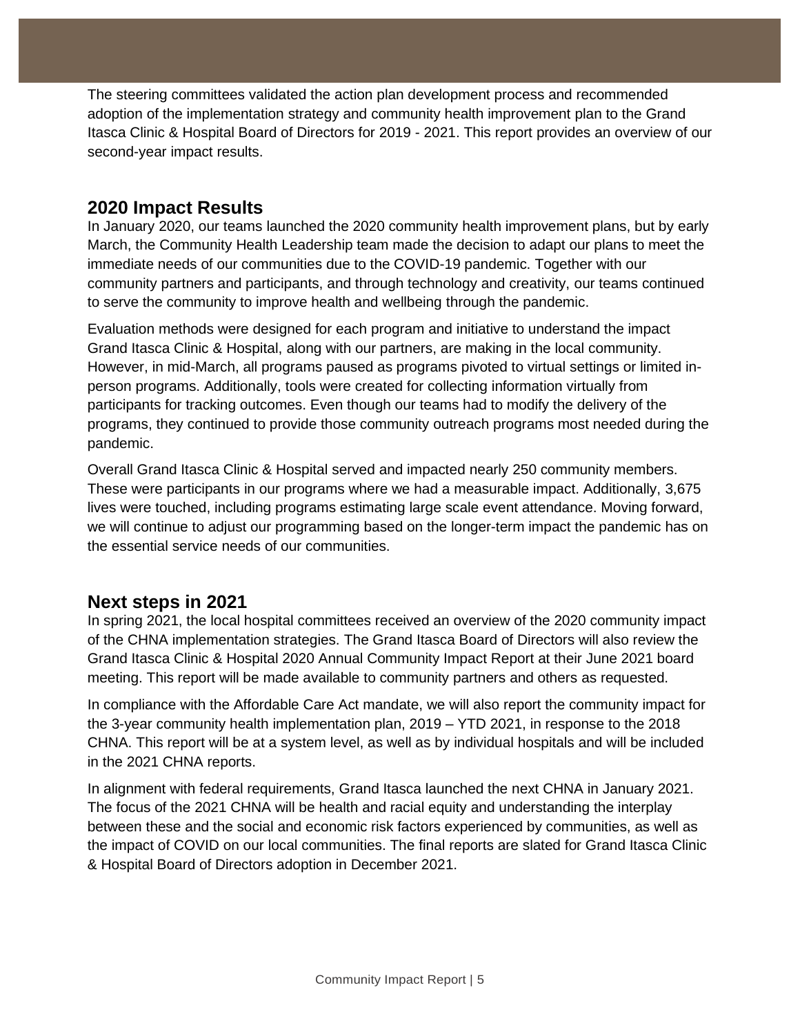The steering committees validated the action plan development process and recommended adoption of the implementation strategy and community health improvement plan to the Grand Itasca Clinic & Hospital Board of Directors for 2019 - 2021. This report provides an overview of our second-year impact results.

## 2020 Impact Results

In January 2020, our teams launched the 2020 community health improvement plans, but by early March, the Community Health Leadership team made the decision to adapt our plans to meet the immediate needs of our communities due to the COVID-19 pandemic. Together with our community partners and participants, and through technology and creativity, our teams continued to serve the community to improve health and wellbeing through the pandemic.

Evaluation methods were designed for each program and initiative to understand the impact Grand Itasca Clinic & Hospital, along with our partners, are making in the local community. However, in mid-March, all programs paused as programs pivoted to virtual settings or limited in-person programs. Additionally, tools were created for collecting information virtually from participants for tracking outcomes. Even though our teams had to modify the delivery of the programs, they continued to provide those community outreach programs most needed during the pandemic.

Overall Grand Itasca Clinic & Hospital served and impacted nearly 250 community members. These were participants in our programs where we had a measurable impact. Additionally, 3,675 lives were touched, including programs estimating large scale event attendance. Moving forward, we will continue to adjust our programming based on the longer-term impact the pandemic has on the essential service needs of our communities.

## Next steps in 2021

In spring 2021, the local hospital committees received an overview of the 2020 community impact of the CHNA implementation strategies. The Grand Itasca Board of Directors will also review the Grand Itasca Clinic & Hospital 2020 Annual Community Impact Report at their June 2021 board meeting. This report will be made available to community partners and others as requested.

In compliance with the Affordable Care Act mandate, we will also report the community impact for the 3-year community health implementation plan, 2019 – YTD 2021, in response to the 2018 CHNA. This report will be at a system level, as well as by individual hospitals and will be included in the 2021 CHNA reports.

In alignment with federal requirements, Grand Itasca launched the next CHNA in January 2021. The focus of the 2021 CHNA will be health and racial equity and understanding the interplay between these and the social and economic risk factors experienced by communities, as well as the impact of COVID on our local communities. The final reports are slated for Grand Itasca Clinic & Hospital Board of Directors adoption in December 2021.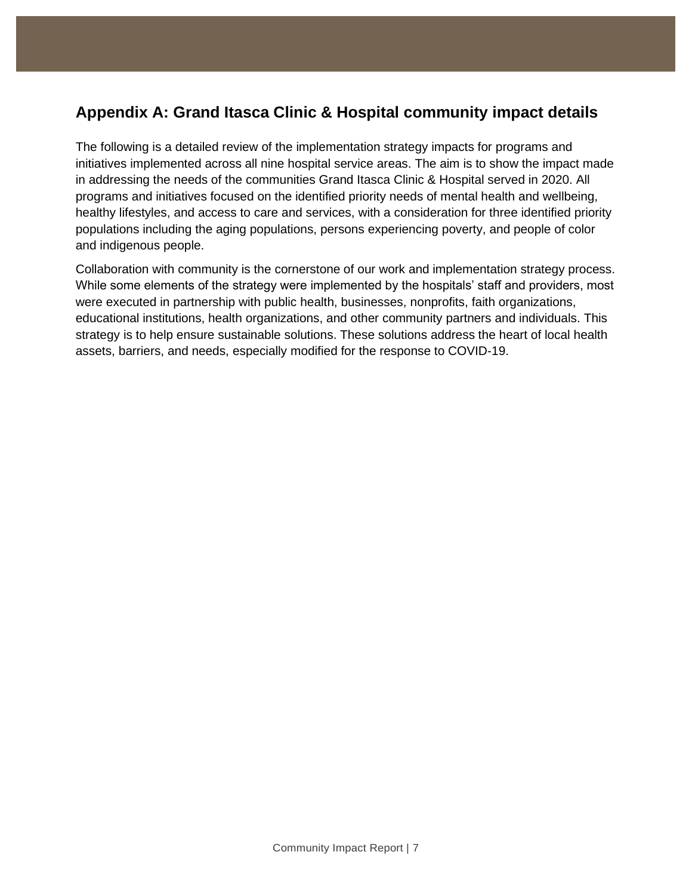## Appendix A: Grand Itasca Clinic & Hospital community impact details

The following is a detailed review of the implementation strategy impacts for programs and initiatives implemented across all nine hospital service areas. The aim is to show the impact made in addressing the needs of the communities Grand Itasca Clinic & Hospital served in 2020. All programs and initiatives focused on the identified priority needs of mental health and wellbeing, healthy lifestyles, and access to care and services, with a consideration for three identified priority populations including the aging populations, persons experiencing poverty, and people of color and indigenous people.

Collaboration with community is the cornerstone of our work and implementation strategy process. While some elements of the strategy were implemented by the hospitals' staff and providers, most were executed in partnership with public health, businesses, nonprofits, faith organizations, educational institutions, health organizations, and other community partners and individuals. This strategy is to help ensure sustainable solutions. These solutions address the heart of local health assets, barriers, and needs, especially modified for the response to COVID-19.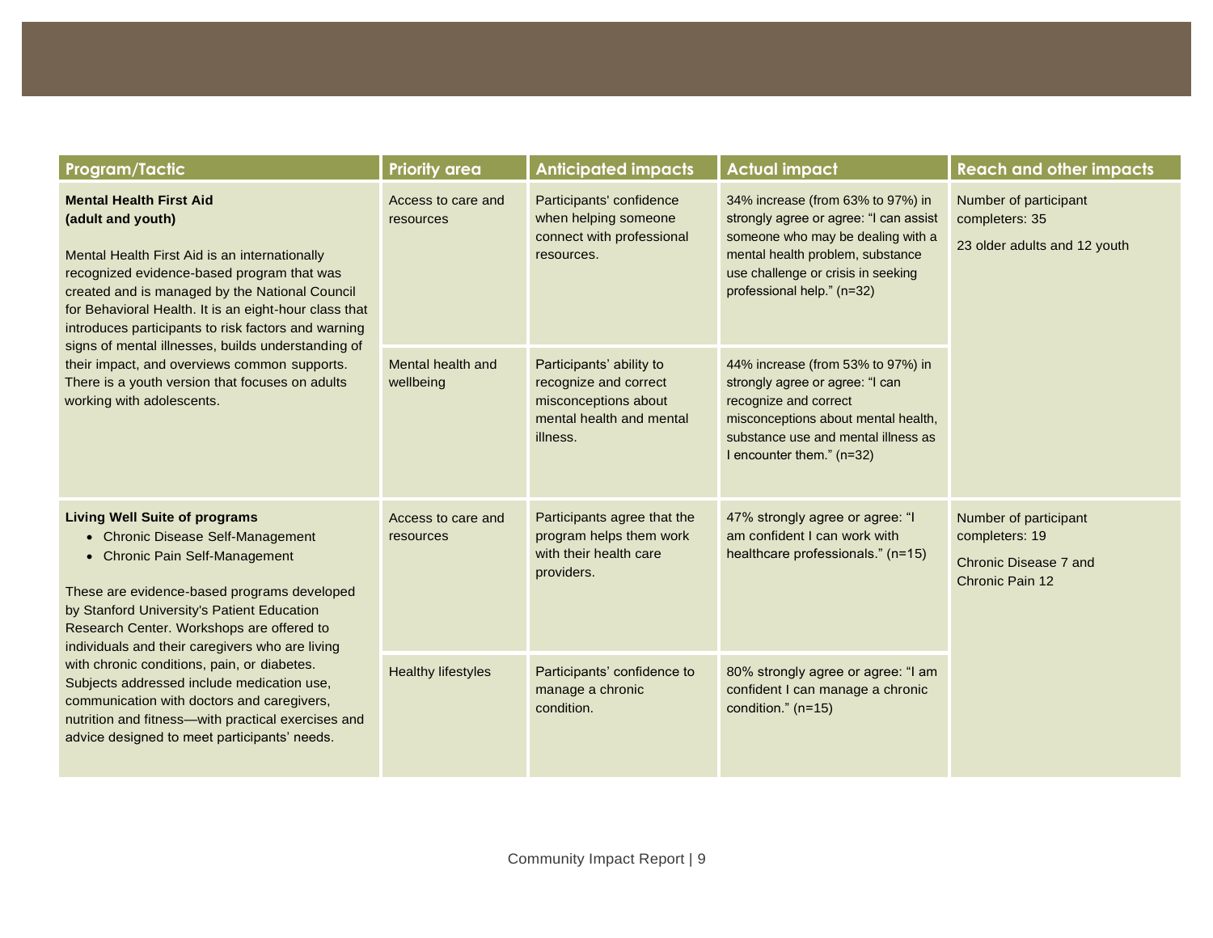| Program/Tactic | Priority area | Anticipated impacts | Actual impact | Reach and other impacts |
|---|---|---|---|---|
| **Mental Health First Aid (adult and youth)**<br><br>Mental Health First Aid is an internationally recognized evidence-based program that was created and is managed by the National Council for Behavioral Health. It is an eight-hour class that introduces participants to risk factors and warning signs of mental illnesses, builds understanding of their impact, and overviews common supports. There is a youth version that focuses on adults working with adolescents. | Access to care and resources | Participants' confidence when helping someone connect with professional resources. | 34% increase (from 63% to 97%) in strongly agree or agree: "I can assist someone who may be dealing with a mental health problem, substance use challenge or crisis in seeking professional help." (n=32) | Number of participant completers: 35<br><br>23 older adults and 12 youth |
| | Mental health and wellbeing | Participants' ability to recognize and correct misconceptions about mental health and mental illness. | 44% increase (from 53% to 97%) in strongly agree or agree: "I can recognize and correct misconceptions about mental health, substance use and mental illness as I encounter them." (n=32) | |
| **Living Well Suite of programs**<br>• Chronic Disease Self-Management<br>• Chronic Pain Self-Management<br><br>These are evidence-based programs developed by Stanford University's Patient Education Research Center. Workshops are offered to individuals and their caregivers who are living with chronic conditions, pain, or diabetes. Subjects addressed include medication use, communication with doctors and caregivers, nutrition and fitness—with practical exercises and advice designed to meet participants' needs. | Access to care and resources | Participants agree that the program helps them work with their health care providers. | 47% strongly agree or agree: "I am confident I can work with healthcare professionals." (n=15) | Number of participant completers: 19<br><br>Chronic Disease 7 and Chronic Pain 12 |
| | Healthy lifestyles | Participants' confidence to manage a chronic condition. | 80% strongly agree or agree: "I am confident I can manage a chronic condition." (n=15) | |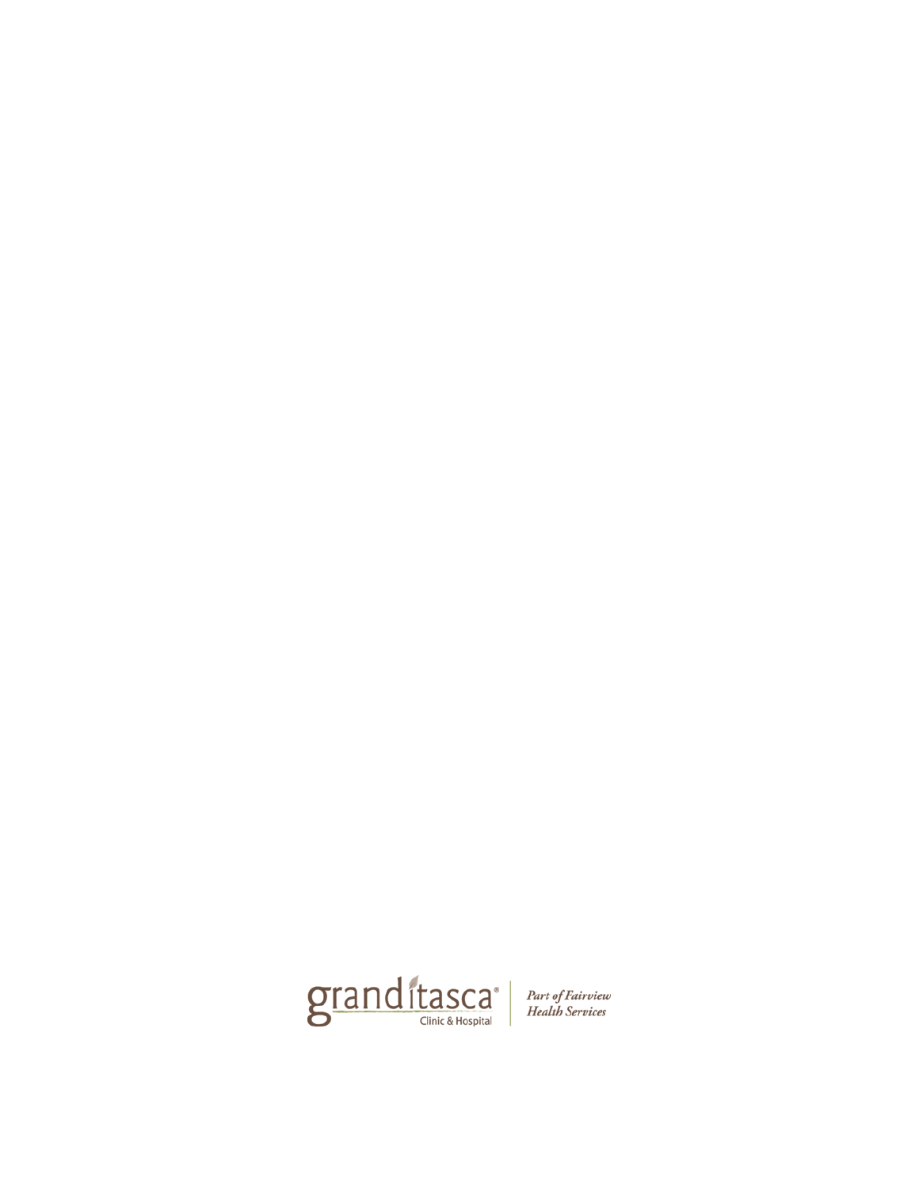grand itasca®
Clinic & Hospital

*Part of Fairview Health Services*